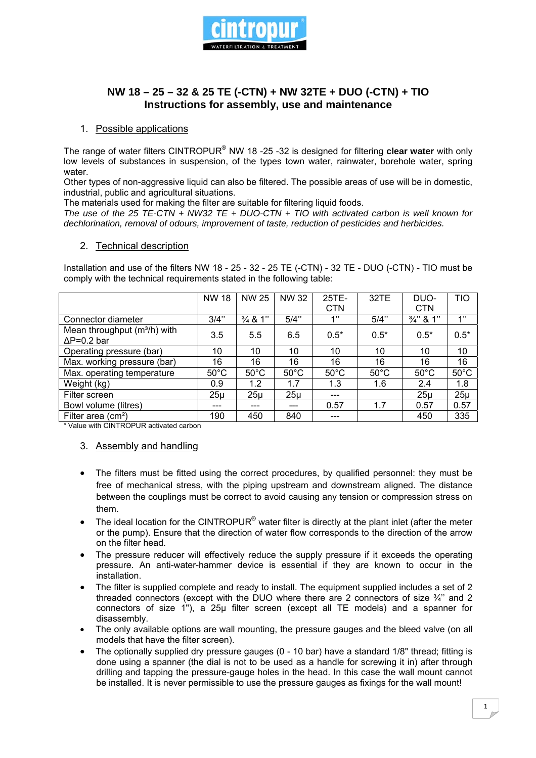cintropur
WATERFILTRATION & TREATMENT

## NW 18 – 25 – 32 & 25 TE (-CTN) + NW 32TE + DUO (-CTN) + TIO
## Instructions for assembly, use and maintenance

### 1. Possible applications

The range of water filters CINTROPUR® NW 18 -25 -32 is designed for filtering **clear water** with only low levels of substances in suspension, of the types town water, rainwater, borehole water, spring water.
Other types of non-aggressive liquid can also be filtered. The possible areas of use will be in domestic, industrial, public and agricultural situations.
The materials used for making the filter are suitable for filtering liquid foods.
*The use of the 25 TE-CTN + NW32 TE + DUO-CTN + TIO with activated carbon is well known for dechlorination, removal of odours, improvement of taste, reduction of pesticides and herbicides.*

### 2. Technical description

Installation and use of the filters NW 18 - 25 - 32 - 25 TE (-CTN) - 32 TE - DUO (-CTN) - TIO must be comply with the technical requirements stated in the following table:

| | NW 18 | NW 25 | NW 32 | 25TE-CTN | 32TE | DUO-CTN | TIO |
|---|---|---|---|---|---|---|---|
| Connector diameter | 3/4'' | ¾ & 1'' | 5/4'' | 1'' | 5/4'' | ¾'' & 1'' | 1'' |
| Mean throughput ($m^3$/h) with ΔP=0.2 bar | 3.5 | 5.5 | 6.5 | 0.5* | 0.5* | 0.5* | 0.5* |
| Operating pressure (bar) | 10 | 10 | 10 | 10 | 10 | 10 | 10 |
| Max. working pressure (bar) | 16 | 16 | 16 | 16 | 16 | 16 | 16 |
| Max. operating temperature | 50°C | 50°C | 50°C | 50°C | 50°C | 50°C | 50°C |
| Weight (kg) | 0.9 | 1.2 | 1.7 | 1.3 | 1.6 | 2.4 | 1.8 |
| Filter screen | 25µ | 25µ | 25µ | --- | | 25µ | 25µ |
| Bowl volume (litres) | --- | --- | --- | 0.57 | 1.7 | 0.57 | 0.57 |
| Filter area ($cm^2$) | 190 | 450 | 840 | --- | | 450 | 335 |

* Value with CINTROPUR activated carbon

### 3. Assembly and handling

- The filters must be fitted using the correct procedures, by qualified personnel: they must be free of mechanical stress, with the piping upstream and downstream aligned. The distance between the couplings must be correct to avoid causing any tension or compression stress on them.
- The ideal location for the CINTROPUR® water filter is directly at the plant inlet (after the meter or the pump). Ensure that the direction of water flow corresponds to the direction of the arrow on the filter head.
- The pressure reducer will effectively reduce the supply pressure if it exceeds the operating pressure. An anti-water-hammer device is essential if they are known to occur in the installation.
- The filter is supplied complete and ready to install. The equipment supplied includes a set of 2 threaded connectors (except with the DUO where there are 2 connectors of size ¾'' and 2 connectors of size 1"), a 25µ filter screen (except all TE models) and a spanner for disassembly.
- The only available options are wall mounting, the pressure gauges and the bleed valve (on all models that have the filter screen).
- The optionally supplied dry pressure gauges (0 - 10 bar) have a standard 1/8" thread; fitting is done using a spanner (the dial is not to be used as a handle for screwing it in) after through drilling and tapping the pressure-gauge holes in the head. In this case the wall mount cannot be installed. It is never permissible to use the pressure gauges as fixings for the wall mount!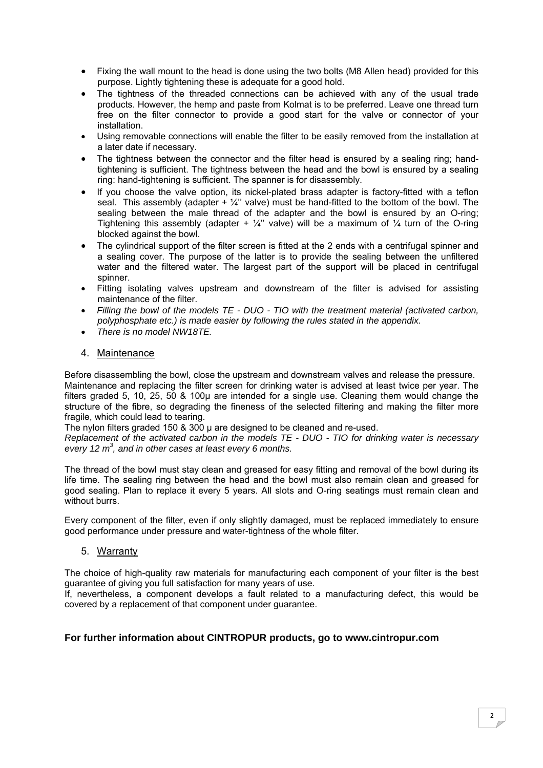- Fixing the wall mount to the head is done using the two bolts (M8 Allen head) provided for this purpose. Lightly tightening these is adequate for a good hold.
- The tightness of the threaded connections can be achieved with any of the usual trade products. However, the hemp and paste from Kolmat is to be preferred. Leave one thread turn free on the filter connector to provide a good start for the valve or connector of your installation.
- Using removable connections will enable the filter to be easily removed from the installation at a later date if necessary.
- The tightness between the connector and the filter head is ensured by a sealing ring; hand-tightening is sufficient. The tightness between the head and the bowl is ensured by a sealing ring: hand-tightening is sufficient. The spanner is for disassembly.
- If you choose the valve option, its nickel-plated brass adapter is factory-fitted with a teflon seal. This assembly (adapter + ¼'' valve) must be hand-fitted to the bottom of the bowl. The sealing between the male thread of the adapter and the bowl is ensured by an O-ring; Tightening this assembly (adapter + ¼'' valve) will be a maximum of ¼ turn of the O-ring blocked against the bowl.
- The cylindrical support of the filter screen is fitted at the 2 ends with a centrifugal spinner and a sealing cover. The purpose of the latter is to provide the sealing between the unfiltered water and the filtered water. The largest part of the support will be placed in centrifugal spinner.
- Fitting isolating valves upstream and downstream of the filter is advised for assisting maintenance of the filter.
- *Filling the bowl of the models TE - DUO - TIO with the treatment material (activated carbon, polyphosphate etc.) is made easier by following the rules stated in the appendix.*
- *There is no model NW18TE.*

## 4. Maintenance

Before disassembling the bowl, close the upstream and downstream valves and release the pressure.
Maintenance and replacing the filter screen for drinking water is advised at least twice per year. The filters graded 5, 10, 25, 50 & 100µ are intended for a single use. Cleaning them would change the structure of the fibre, so degrading the fineness of the selected filtering and making the filter more fragile, which could lead to tearing.
The nylon filters graded 150 & 300 µ are designed to be cleaned and re-used.
*Replacement of the activated carbon in the models TE - DUO - TIO for drinking water is necessary every 12 $m^3$, and in other cases at least every 6 months.*

The thread of the bowl must stay clean and greased for easy fitting and removal of the bowl during its life time. The sealing ring between the head and the bowl must also remain clean and greased for good sealing. Plan to replace it every 5 years. All slots and O-ring seatings must remain clean and without burrs.

Every component of the filter, even if only slightly damaged, must be replaced immediately to ensure good performance under pressure and water-tightness of the whole filter.

## 5. Warranty

The choice of high-quality raw materials for manufacturing each component of your filter is the best guarantee of giving you full satisfaction for many years of use.
If, nevertheless, a component develops a fault related to a manufacturing defect, this would be covered by a replacement of that component under guarantee.

**For further information about CINTROPUR products, go to www.cintropur.com**